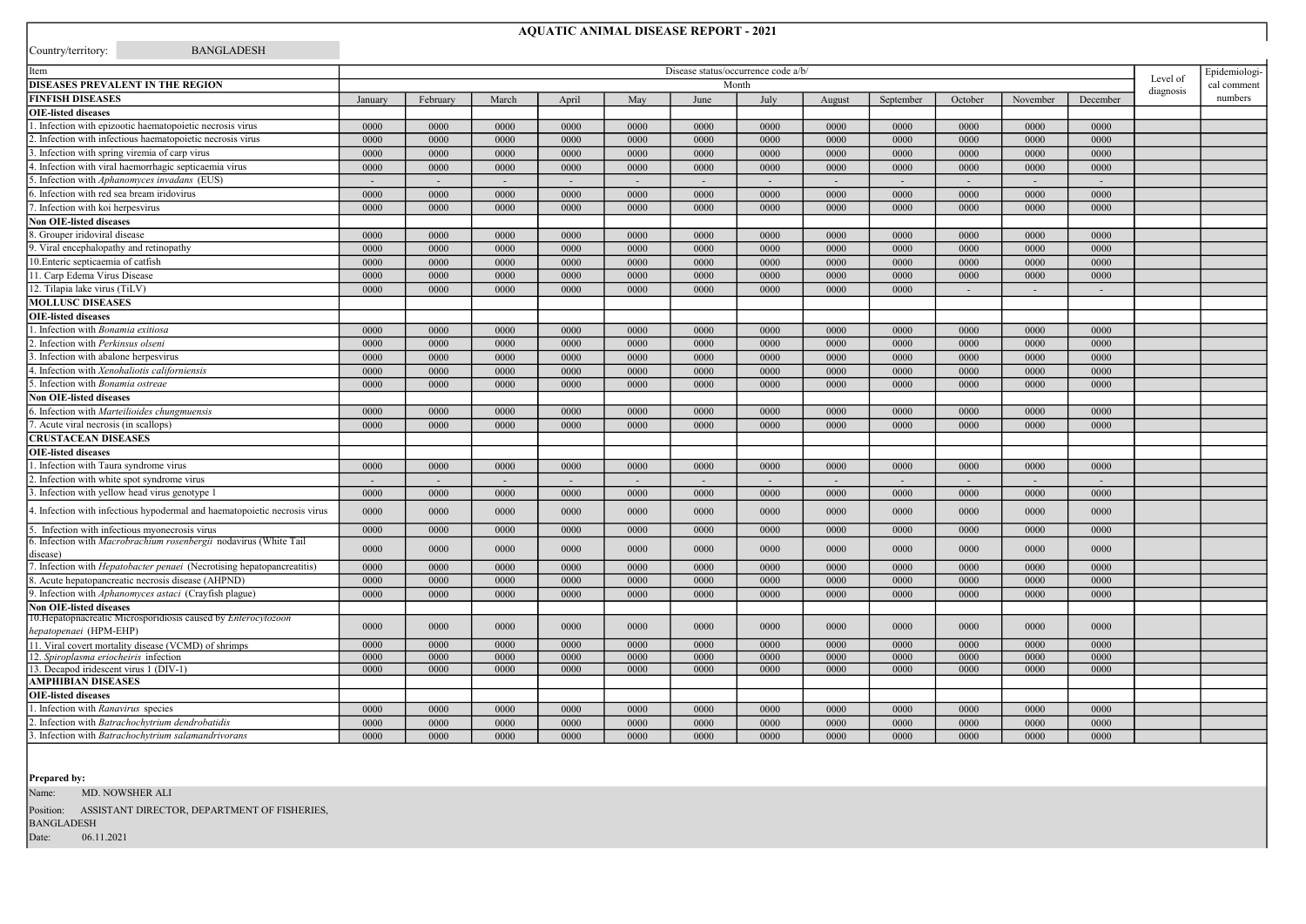# AQUATIC ANIMAL DISEASE REPORT - 2021

Country/territory: BANGLADESH

| Item | Disease status/occurrence code a/b/ | | | | | | | | | | | | Level of diagnosis | Epidemiological comment numbers |
|---|---|---|---|---|---|---|---|---|---|---|---|---|---|---|
| **DISEASES PREVALENT IN THE REGION** | Month | | | | | | | | | | | | | |
| **FINFISH DISEASES** | January | February | March | April | May | June | July | August | September | October | November | December | | |
| **OIE-listed diseases** | | | | | | | | | | | | | | |
| 1. Infection with epizootic haematopoietic necrosis virus | 0000 | 0000 | 0000 | 0000 | 0000 | 0000 | 0000 | 0000 | 0000 | 0000 | 0000 | 0000 | | |
| 2. Infection with infectious haematopoietic necrosis virus | 0000 | 0000 | 0000 | 0000 | 0000 | 0000 | 0000 | 0000 | 0000 | 0000 | 0000 | 0000 | | |
| 3. Infection with spring viremia of carp virus | 0000 | 0000 | 0000 | 0000 | 0000 | 0000 | 0000 | 0000 | 0000 | 0000 | 0000 | 0000 | | |
| 4. Infection with viral haemorrhagic septicaemia virus | 0000 | 0000 | 0000 | 0000 | 0000 | 0000 | 0000 | 0000 | 0000 | 0000 | 0000 | 0000 | | |
| 5. Infection with *Aphanomyces invadans* (EUS) | - | - | - | - | - | - | - | - | - | - | - | - | | |
| 6. Infection with red sea bream iridovirus | 0000 | 0000 | 0000 | 0000 | 0000 | 0000 | 0000 | 0000 | 0000 | 0000 | 0000 | 0000 | | |
| 7. Infection with koi herpesvirus | 0000 | 0000 | 0000 | 0000 | 0000 | 0000 | 0000 | 0000 | 0000 | 0000 | 0000 | 0000 | | |
| **Non OIE-listed diseases** | | | | | | | | | | | | | | |
| 8. Grouper iridoviral disease | 0000 | 0000 | 0000 | 0000 | 0000 | 0000 | 0000 | 0000 | 0000 | 0000 | 0000 | 0000 | | |
| 9. Viral encephalopathy and retinopathy | 0000 | 0000 | 0000 | 0000 | 0000 | 0000 | 0000 | 0000 | 0000 | 0000 | 0000 | 0000 | | |
| 10.Enteric septicaemia of catfish | 0000 | 0000 | 0000 | 0000 | 0000 | 0000 | 0000 | 0000 | 0000 | 0000 | 0000 | 0000 | | |
| 11. Carp Edema Virus Disease | 0000 | 0000 | 0000 | 0000 | 0000 | 0000 | 0000 | 0000 | 0000 | 0000 | 0000 | 0000 | | |
| 12. Tilapia lake virus (TiLV) | 0000 | 0000 | 0000 | 0000 | 0000 | 0000 | 0000 | 0000 | 0000 | - | - | - | | |
| **MOLLUSC DISEASES** | | | | | | | | | | | | | | |
| **OIE-listed diseases** | | | | | | | | | | | | | | |
| 1. Infection with *Bonamia exitiosa* | 0000 | 0000 | 0000 | 0000 | 0000 | 0000 | 0000 | 0000 | 0000 | 0000 | 0000 | 0000 | | |
| 2. Infection with *Perkinsus olseni* | 0000 | 0000 | 0000 | 0000 | 0000 | 0000 | 0000 | 0000 | 0000 | 0000 | 0000 | 0000 | | |
| 3. Infection with abalone herpesvirus | 0000 | 0000 | 0000 | 0000 | 0000 | 0000 | 0000 | 0000 | 0000 | 0000 | 0000 | 0000 | | |
| 4. Infection with *Xenohaliotis californiensis* | 0000 | 0000 | 0000 | 0000 | 0000 | 0000 | 0000 | 0000 | 0000 | 0000 | 0000 | 0000 | | |
| 5. Infection with *Bonamia ostreae* | 0000 | 0000 | 0000 | 0000 | 0000 | 0000 | 0000 | 0000 | 0000 | 0000 | 0000 | 0000 | | |
| **Non OIE-listed diseases** | | | | | | | | | | | | | | |
| 6. Infection with *Marteilioides chungmuensis* | 0000 | 0000 | 0000 | 0000 | 0000 | 0000 | 0000 | 0000 | 0000 | 0000 | 0000 | 0000 | | |
| 7. Acute viral necrosis (in scallops) | 0000 | 0000 | 0000 | 0000 | 0000 | 0000 | 0000 | 0000 | 0000 | 0000 | 0000 | 0000 | | |
| **CRUSTACEAN DISEASES** | | | | | | | | | | | | | | |
| **OIE-listed diseases** | | | | | | | | | | | | | | |
| 1. Infection with Taura syndrome virus | 0000 | 0000 | 0000 | 0000 | 0000 | 0000 | 0000 | 0000 | 0000 | 0000 | 0000 | 0000 | | |
| 2. Infection with white spot syndrome virus | - | - | - | - | - | - | - | - | - | - | - | - | | |
| 3. Infection with yellow head virus genotype 1 | 0000 | 0000 | 0000 | 0000 | 0000 | 0000 | 0000 | 0000 | 0000 | 0000 | 0000 | 0000 | | |
| 4. Infection with infectious hypodermal and haematopoietic necrosis virus | 0000 | 0000 | 0000 | 0000 | 0000 | 0000 | 0000 | 0000 | 0000 | 0000 | 0000 | 0000 | | |
| 5. Infection with infectious myonecrosis virus | 0000 | 0000 | 0000 | 0000 | 0000 | 0000 | 0000 | 0000 | 0000 | 0000 | 0000 | 0000 | | |
| 6. Infection with *Macrobrachium rosenbergii* nodavirus (White Tail disease) | 0000 | 0000 | 0000 | 0000 | 0000 | 0000 | 0000 | 0000 | 0000 | 0000 | 0000 | 0000 | | |
| 7. Infection with *Hepatobacter penaei* (Necrotising hepatopancreatitis) | 0000 | 0000 | 0000 | 0000 | 0000 | 0000 | 0000 | 0000 | 0000 | 0000 | 0000 | 0000 | | |
| 8. Acute hepatopancreatic necrosis disease (AHPND) | 0000 | 0000 | 0000 | 0000 | 0000 | 0000 | 0000 | 0000 | 0000 | 0000 | 0000 | 0000 | | |
| 9. Infection with *Aphanomyces astaci* (Crayfish plague) | 0000 | 0000 | 0000 | 0000 | 0000 | 0000 | 0000 | 0000 | 0000 | 0000 | 0000 | 0000 | | |
| **Non OIE-listed diseases** | | | | | | | | | | | | | | |
| 10.Hepatopnacreatic Microsporidiosis caused by *Enterocytozoon hepatopenaei* (HPM-EHP) | 0000 | 0000 | 0000 | 0000 | 0000 | 0000 | 0000 | 0000 | 0000 | 0000 | 0000 | 0000 | | |
| 11. Viral covert mortality disease (VCMD) of shrimps | 0000 | 0000 | 0000 | 0000 | 0000 | 0000 | 0000 | 0000 | 0000 | 0000 | 0000 | 0000 | | |
| 12. *Spiroplasma eriocheiris* infection | 0000 | 0000 | 0000 | 0000 | 0000 | 0000 | 0000 | 0000 | 0000 | 0000 | 0000 | 0000 | | |
| 13. Decapod iridescent virus 1 (DIV-1) | 0000 | 0000 | 0000 | 0000 | 0000 | 0000 | 0000 | 0000 | 0000 | 0000 | 0000 | 0000 | | |
| **AMPHIBIAN DISEASES** | | | | | | | | | | | | | | |
| **OIE-listed diseases** | | | | | | | | | | | | | | |
| 1. Infection with *Ranavirus* species | 0000 | 0000 | 0000 | 0000 | 0000 | 0000 | 0000 | 0000 | 0000 | 0000 | 0000 | 0000 | | |
| 2. Infection with *Batrachochytrium dendrobatidis* | 0000 | 0000 | 0000 | 0000 | 0000 | 0000 | 0000 | 0000 | 0000 | 0000 | 0000 | 0000 | | |
| 3. Infection with *Batrachochytrium salamandrivorans* | 0000 | 0000 | 0000 | 0000 | 0000 | 0000 | 0000 | 0000 | 0000 | 0000 | 0000 | 0000 | | |

**Prepared by:**

Name: MD. NOWSHER ALI

Position: ASSISTANT DIRECTOR, DEPARTMENT OF FISHERIES, BANGLADESH

Date: 06.11.2021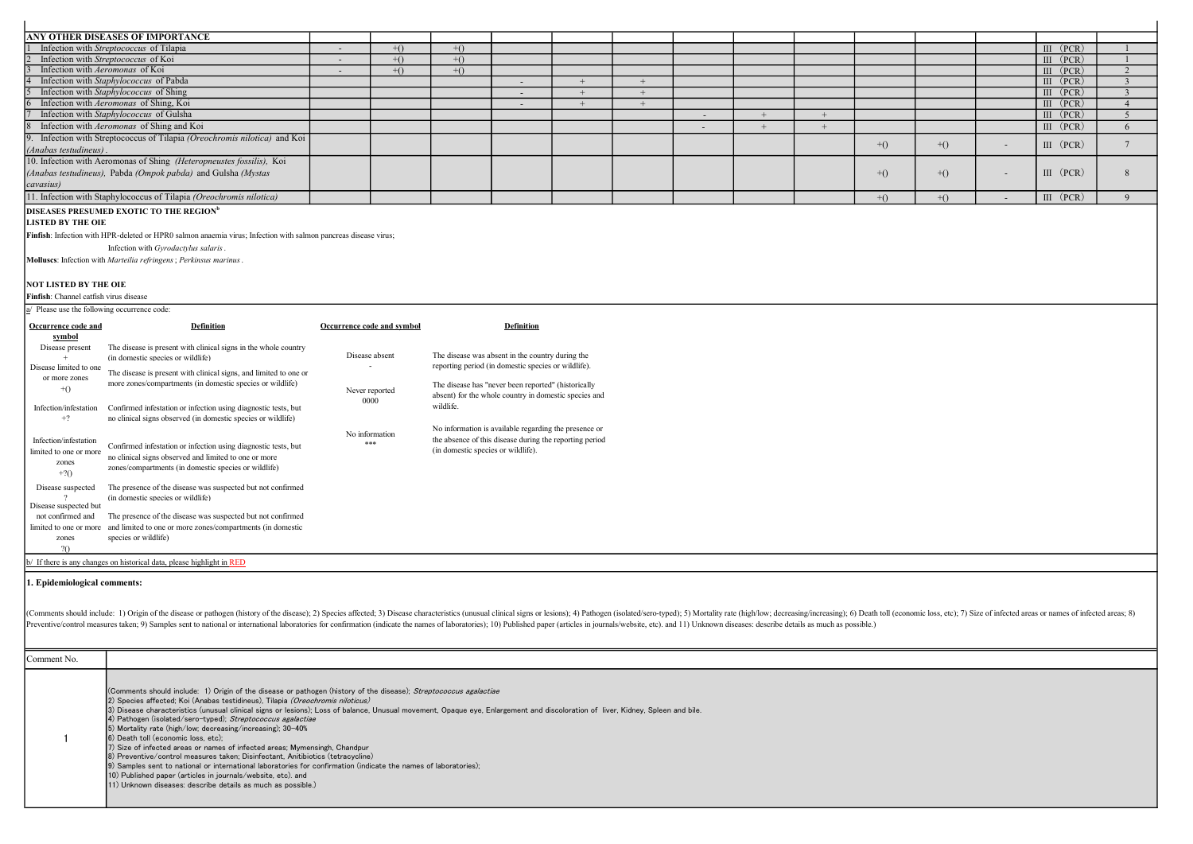| ANY OTHER DISEASES OF IMPORTANCE | | | | | | | | | | | | | | |
|---|---|---|---|---|---|---|---|---|---|---|---|---|---|---|
| 1 Infection with *Streptococcus* of Tilapia | - | +() | +() | | | | | | | | | | III (PCR) | 1 |
| 2 Infection with *Streptococcus* of Koi | - | +() | +() | | | | | | | | | | III (PCR) | 1 |
| 3 Infection with *Aeromonas* of Koi | - | +() | +() | | | | | | | | | | III (PCR) | 2 |
| 4 Infection with *Staphylococcus* of Pabda | | | | - | + | + | | | | | | | III (PCR) | 3 |
| 5 Infection with *Staphylococcus* of Shing | | | | - | + | + | | | | | | | III (PCR) | 3 |
| 6 Infection with *Aeromonas* of Shing, Koi | | | | - | + | + | | | | | | | III (PCR) | 4 |
| 7 Infection with *Staphylococcus* of Gulsha | | | | | | | - | + | + | | | | III (PCR) | 5 |
| 8 Infection with *Aeromonas* of Shing and Koi | | | | | | | - | + | + | | | | III (PCR) | 6 |
| 9. Infection with Streptococcus of Tilapia *(Oreochromis nilotica)* and Koi *(Anabas testudineus)*. | | | | | | | | | | +() | +() | - | III (PCR) | 7 |
| 10. Infection with Aeromonas of Shing *(Heteropneustes fossilis),* Koi *(Anabas testudineus),* Pabda *(Ompok pabda)* and Gulsha *(Mystas cavasius)* | | | | | | | | | | +() | +() | - | III (PCR) | 8 |
| 11. Infection with Staphylococcus of Tilapia *(Oreochromis nilotica)* | | | | | | | | | | +() | +() | - | III (PCR) | 9 |

**DISEASES PRESUMED EXOTIC TO THE REGION**[b]

**LISTED BY THE OIE**

**Finfish**: Infection with HPR-deleted or HPR0 salmon anaemia virus; Infection with salmon pancreas disease virus;

Infection with *Gyrodactylus salaris*.

**Molluscs**: Infection with *Marteilia refringens*; *Perkinsus marinus*.

**NOT LISTED BY THE OIE**

**Finfish**: Channel catfish virus disease

a/ Please use the following occurrence code:

| Occurrence code and symbol | Definition | Occurrence code and symbol | Definition |
|---|---|---|---|
| Disease present<br>+ | The disease is present with clinical signs in the whole country (in domestic species or wildlife) | Disease absent<br>- | The disease was absent in the country during the reporting period (in domestic species or wildlife). |
| Disease limited to one or more zones<br>+() | The disease is present with clinical signs, and limited to one or more zones/compartments (in domestic species or wildlife) | Never reported<br>0000 | The disease has "never been reported" (historically absent) for the whole country in domestic species and wildlife. |
| Infection/infestation<br>+? | Confirmed infestation or infection using diagnostic tests, but no clinical signs observed (in domestic species or wildlife) | No information<br>*** | No information is available regarding the presence or the absence of this disease during the reporting period (in domestic species or wildlife). |
| Infection/infestation limited to one or more zones<br>+?() | Confirmed infestation or infection using diagnostic tests, but no clinical signs observed and limited to one or more zones/compartments (in domestic species or wildlife) | | |
| Disease suspected<br>? | The presence of the disease was suspected but not confirmed (in domestic species or wildlife) | | |
| Disease suspected but not confirmed and limited to one or more zones<br>?() | The presence of the disease was suspected but not confirmed and limited to one or more zones/compartments (in domestic species or wildlife) | | |

b/ If there is any changes on historical data, please highlight in RED

**1. Epidemiological comments:**

(Comments should include: 1) Origin of the disease or pathogen (history of the disease); 2) Species affected; 3) Disease characteristics (unusual clinical signs or lesions); 4) Pathogen (isolated/sero-typed); 5) Mortality rate (high/low; decreasing/increasing); 6) Death toll (economic loss, etc); 7) Size of infected areas or names of infected areas; 8) Preventive/control measures taken; 9) Samples sent to national or international laboratories for confirmation (indicate the names of laboratories); 10) Published paper (articles in journals/website, etc). and 11) Unknown diseases: describe details as much as possible.)

| Comment No. | |
|---|---|
| 1 | (Comments should include: 1) Origin of the disease or pathogen (history of the disease); *Streptococcus agalactiae*<br>2) Species affected; Koi (Anabas testidineus), Tilapia *(Oreochromis niloticus)*<br>3) Disease characteristics (unusual clinical signs or lesions); Loss of balance, Unusual movement, Opaque eye, Enlargement and discoloration of liver, Kidney, Spleen and bile.<br>4) Pathogen (isolated/sero-typed); *Streptococcus agalactiae*<br>5) Mortality rate (high/low; decreasing/increasing); 30-40%<br>6) Death toll (economic loss, etc);<br>7) Size of infected areas or names of infected areas; Mymensingh, Chandpur<br>8) Preventive/control measures taken; Disinfectant, Anitibiotics (tetracycline)<br>9) Samples sent to national or international laboratories for confirmation (indicate the names of laboratories);<br>10) Published paper (articles in journals/website, etc). and<br>11) Unknown diseases: describe details as much as possible.) |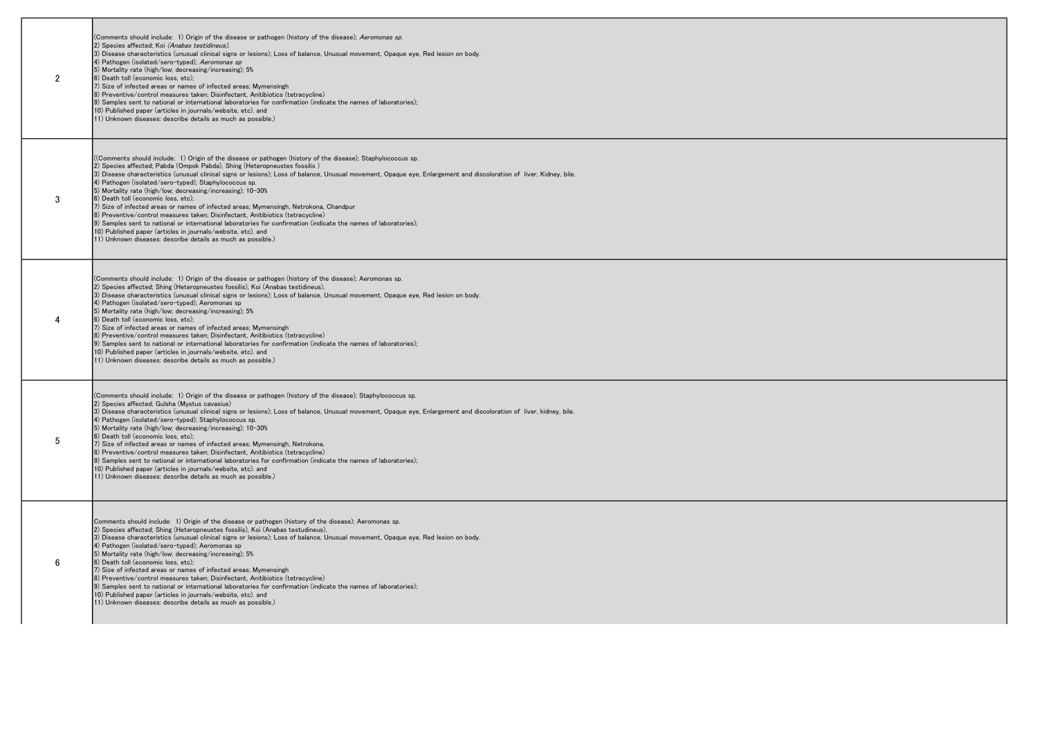| | |
|---|---|
| 2 | (Comments should include: 1) Origin of the disease or pathogen (history of the disease); *Aeromonas sp.*<br>2) Species affected; Koi *(Anabas testidineus)*,<br>3) Disease characteristics (unusual clinical signs or lesions); Loss of balance, Unusual movement, Opaque eye, Red lesion on body.<br>4) Pathogen (isolated/sero-typed); *Aeromonas sp*<br>5) Mortality rate (high/low; decreasing/increasing); 5%<br>6) Death toll (economic loss, etc);<br>7) Size of infected areas or names of infected areas; Mymensingh<br>8) Preventive/control measures taken; Disinfectant, Anitibiotics (tetracycline)<br>9) Samples sent to national or international laboratories for confirmation (indicate the names of laboratories);<br>10) Published paper (articles in journals/website, etc). and<br>11) Unknown diseases: describe details as much as possible.) |
| 3 | ((Comments should include: 1) Origin of the disease or pathogen (history of the disease); Staphylococcus sp.<br>2) Species affected; Pabda (Ompok Pabda), Shing (Heteropneustes fossilis )<br>3) Disease characteristics (unusual clinical signs or lesions); Loss of balance, Unusual movement, Opaque eye, Enlargement and discoloration of liver, Kidney, bile.<br>4) Pathogen (isolated/sero-typed); Staphylococcus sp.<br>5) Mortality rate (high/low; decreasing/increasing); 10-30%<br>6) Death toll (economic loss, etc);<br>7) Size of infected areas or names of infected areas; Mymensingh, Netrokona, Chandpur<br>8) Preventive/control measures taken; Disinfectant, Anitibiotics (tetracycline)<br>9) Samples sent to national or international laboratories for confirmation (indicate the names of laboratories);<br>10) Published paper (articles in journals/website, etc). and<br>11) Unknown diseases: describe details as much as possible.) |
| 4 | (Comments should include: 1) Origin of the disease or pathogen (history of the disease); Aeromonas sp.<br>2) Species affected; Shing (Heteropneustes fossilis), Koi (Anabas testidineus),<br>3) Disease characteristics (unusual clinical signs or lesions); Loss of balance, Unusual movement, Opaque eye, Red lesion on body.<br>4) Pathogen (isolated/sero-typed); Aeromonas sp<br>5) Mortality rate (high/low; decreasing/increasing); 5%<br>6) Death toll (economic loss, etc);<br>7) Size of infected areas or names of infected areas; Mymensingh<br>8) Preventive/control measures taken; Disinfectant, Anitibiotics (tetracycline)<br>9) Samples sent to national or international laboratories for confirmation (indicate the names of laboratories);<br>10) Published paper (articles in journals/website, etc). and<br>11) Unknown diseases: describe details as much as possible.) |
| 5 | (Comments should include: 1) Origin of the disease or pathogen (history of the disease); Staphylococcus sp.<br>2) Species affected; Gulsha (Mystus cavasius)<br>3) Disease characteristics (unusual clinical signs or lesions); Loss of balance, Unusual movement, Opaque eye, Enlargement and discoloration of liver, kidney, bile.<br>4) Pathogen (isolated/sero-typed); Staphylococcus sp.<br>5) Mortality rate (high/low; decreasing/increasing); 10-30%<br>6) Death toll (economic loss, etc);<br>7) Size of infected areas or names of infected areas; Mymensingh, Netrokona,<br>8) Preventive/control measures taken; Disinfectant, Anitibiotics (tetracycline)<br>9) Samples sent to national or international laboratories for confirmation (indicate the names of laboratories);<br>10) Published paper (articles in journals/website, etc). and<br>11) Unknown diseases: describe details as much as possible.) |
| 6 | Comments should include: 1) Origin of the disease or pathogen (history of the disease); Aeromonas sp.<br>2) Species affected; Shing (Heteropneustes fossilis), Koi (Anabas testudineus),<br>3) Disease characteristics (unusual clinical signs or lesions); Loss of balance, Unusual movement, Opaque eye, Red lesion on body.<br>4) Pathogen (isolated/sero-typed); Aeromonas sp<br>5) Mortality rate (high/low; decreasing/increasing); 5%<br>6) Death toll (economic loss, etc);<br>7) Size of infected areas or names of infected areas; Mymensingh<br>8) Preventive/control measures taken; Disinfectant, Anitibiotics (tetracycline)<br>9) Samples sent to national or international laboratories for confirmation (indicate the names of laboratories);<br>10) Published paper (articles in journals/website, etc). and<br>11) Unknown diseases: describe details as much as possible.) |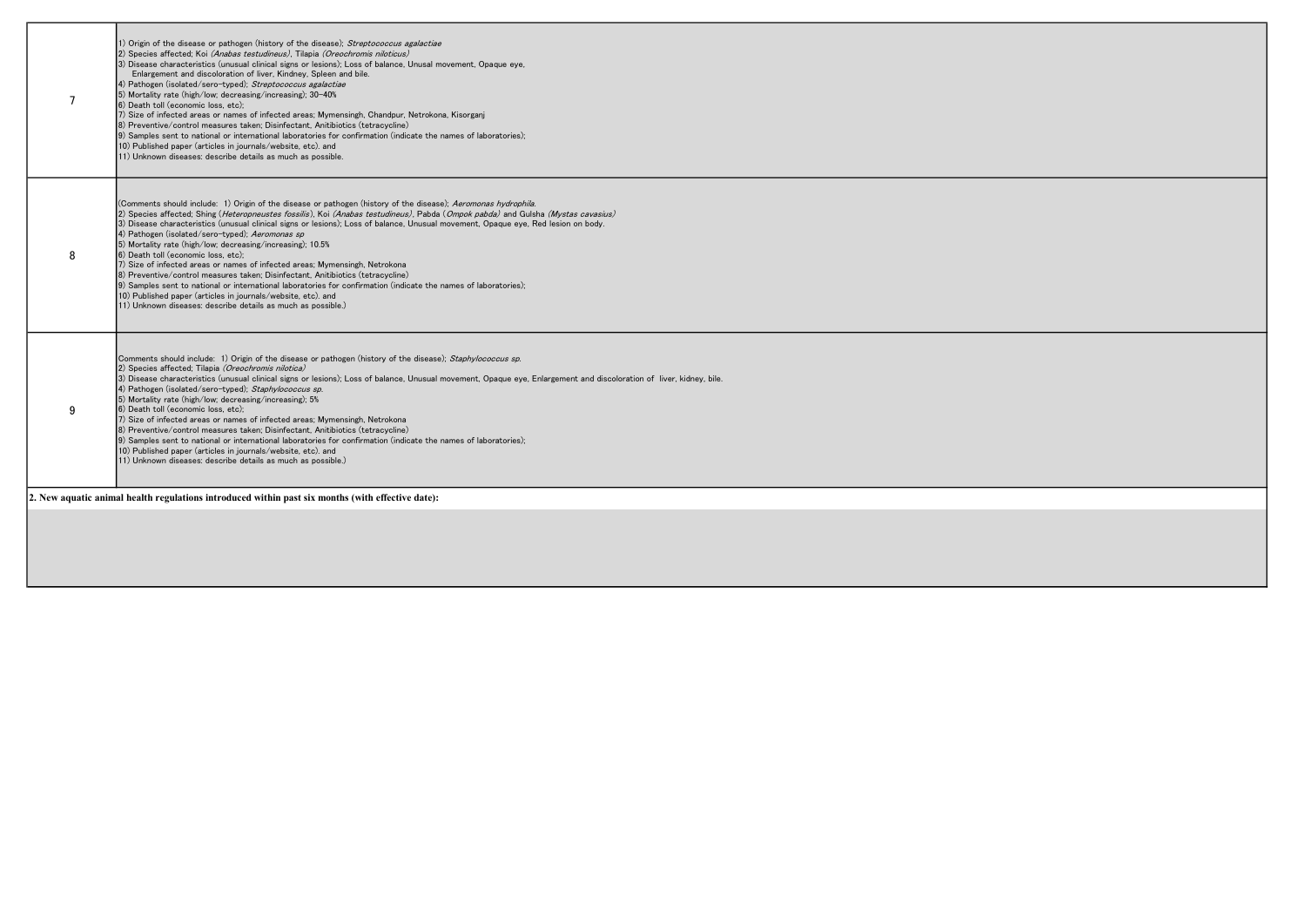| | |
|---|---|
| 7 | 1) Origin of the disease or pathogen (history of the disease); *Streptococcus agalactiae*<br>2) Species affected; Koi *(Anabas testudineus)*, Tilapia *(Oreochromis niloticus)*<br>3) Disease characteristics (unusual clinical signs or lesions); Loss of balance, Unusal movement, Opaque eye, Enlargement and discoloration of liver, Kindney, Spleen and bile.<br>4) Pathogen (isolated/sero-typed); *Streptococcus agalactiae*<br>5) Mortality rate (high/low; decreasing/increasing); 30-40%<br>6) Death toll (economic loss, etc);<br>7) Size of infected areas or names of infected areas; Mymensingh, Chandpur, Netrokona, Kisorganj<br>8) Preventive/control measures taken; Disinfectant, Anitibiotics (tetracycline)<br>9) Samples sent to national or international laboratories for confirmation (indicate the names of laboratories);<br>10) Published paper (articles in journals/website, etc). and<br>11) Unknown diseases: describe details as much as possible. |
| 8 | (Comments should include: 1) Origin of the disease or pathogen (history of the disease); *Aeromonas hydrophila.*<br>2) Species affected; Shing (*Heteropneustes fossilis*), Koi *(Anabas testudineus)*, Pabda (*Ompok pabda*) and Gulsha *(Mystas cavasius)*<br>3) Disease characteristics (unusual clinical signs or lesions); Loss of balance, Unusual movement, Opaque eye, Red lesion on body.<br>4) Pathogen (isolated/sero-typed); *Aeromonas sp*<br>5) Mortality rate (high/low; decreasing/increasing); 10.5%<br>6) Death toll (economic loss, etc);<br>7) Size of infected areas or names of infected areas; Mymensingh, Netrokona<br>8) Preventive/control measures taken; Disinfectant, Anitibiotics (tetracycline)<br>9) Samples sent to national or international laboratories for confirmation (indicate the names of laboratories);<br>10) Published paper (articles in journals/website, etc). and<br>11) Unknown diseases: describe details as much as possible.) |
| 9 | Comments should include: 1) Origin of the disease or pathogen (history of the disease); *Staphylococcus sp.*<br>2) Species affected; Tilapia *(Oreochromis nilotica)*<br>3) Disease characteristics (unusual clinical signs or lesions); Loss of balance, Unusual movement, Opaque eye, Enlargement and discoloration of liver, kidney, bile.<br>4) Pathogen (isolated/sero-typed); *Staphylococcus sp.*<br>5) Mortality rate (high/low; decreasing/increasing); 5%<br>6) Death toll (economic loss, etc);<br>7) Size of infected areas or names of infected areas; Mymensingh, Netrokona<br>8) Preventive/control measures taken; Disinfectant, Anitibiotics (tetracycline)<br>9) Samples sent to national or international laboratories for confirmation (indicate the names of laboratories);<br>10) Published paper (articles in journals/website, etc). and<br>11) Unknown diseases: describe details as much as possible.) |

**2. New aquatic animal health regulations introduced within past six months (with effective date):**